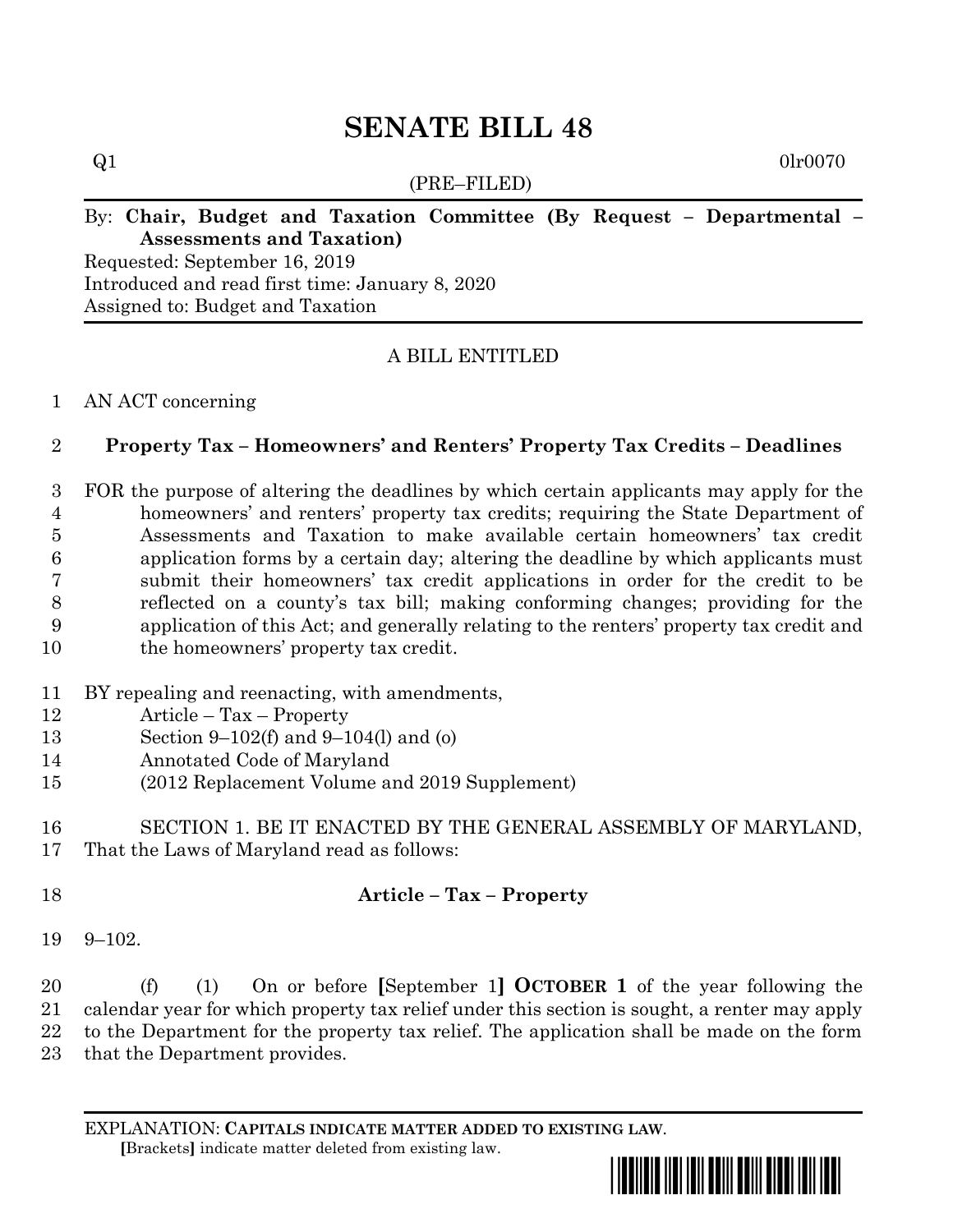# SENATE BILL 48

Q1 0lr0070

(PRE–FILED)

By: **Chair, Budget and Taxation Committee (By Request – Departmental – Assessments and Taxation)**

Requested: September 16, 2019

Introduced and read first time: January 8, 2020

Assigned to: Budget and Taxation

A BILL ENTITLED

1 AN ACT concerning

2 **Property Tax – Homeowners' and Renters' Property Tax Credits – Deadlines**

3 FOR the purpose of altering the deadlines by which certain applicants may apply for the
4 homeowners' and renters' property tax credits; requiring the State Department of
5 Assessments and Taxation to make available certain homeowners' tax credit
6 application forms by a certain day; altering the deadline by which applicants must
7 submit their homeowners' tax credit applications in order for the credit to be
8 reflected on a county's tax bill; making conforming changes; providing for the
9 application of this Act; and generally relating to the renters' property tax credit and
10 the homeowners' property tax credit.

11 BY repealing and reenacting, with amendments,
12 Article – Tax – Property
13 Section 9–102(f) and 9–104(l) and (o)
14 Annotated Code of Maryland
15 (2012 Replacement Volume and 2019 Supplement)

16 SECTION 1. BE IT ENACTED BY THE GENERAL ASSEMBLY OF MARYLAND,
17 That the Laws of Maryland read as follows:

18 **Article – Tax – Property**

19 9–102.

20 (f) (1) On or before **[**September 1**]** **OCTOBER 1** of the year following the
21 calendar year for which property tax relief under this section is sought, a renter may apply
22 to the Department for the property tax relief. The application shall be made on the form
23 that the Department provides.

EXPLANATION: **CAPITALS INDICATE MATTER ADDED TO EXISTING LAW**.
**[**Brackets**]** indicate matter deleted from existing law.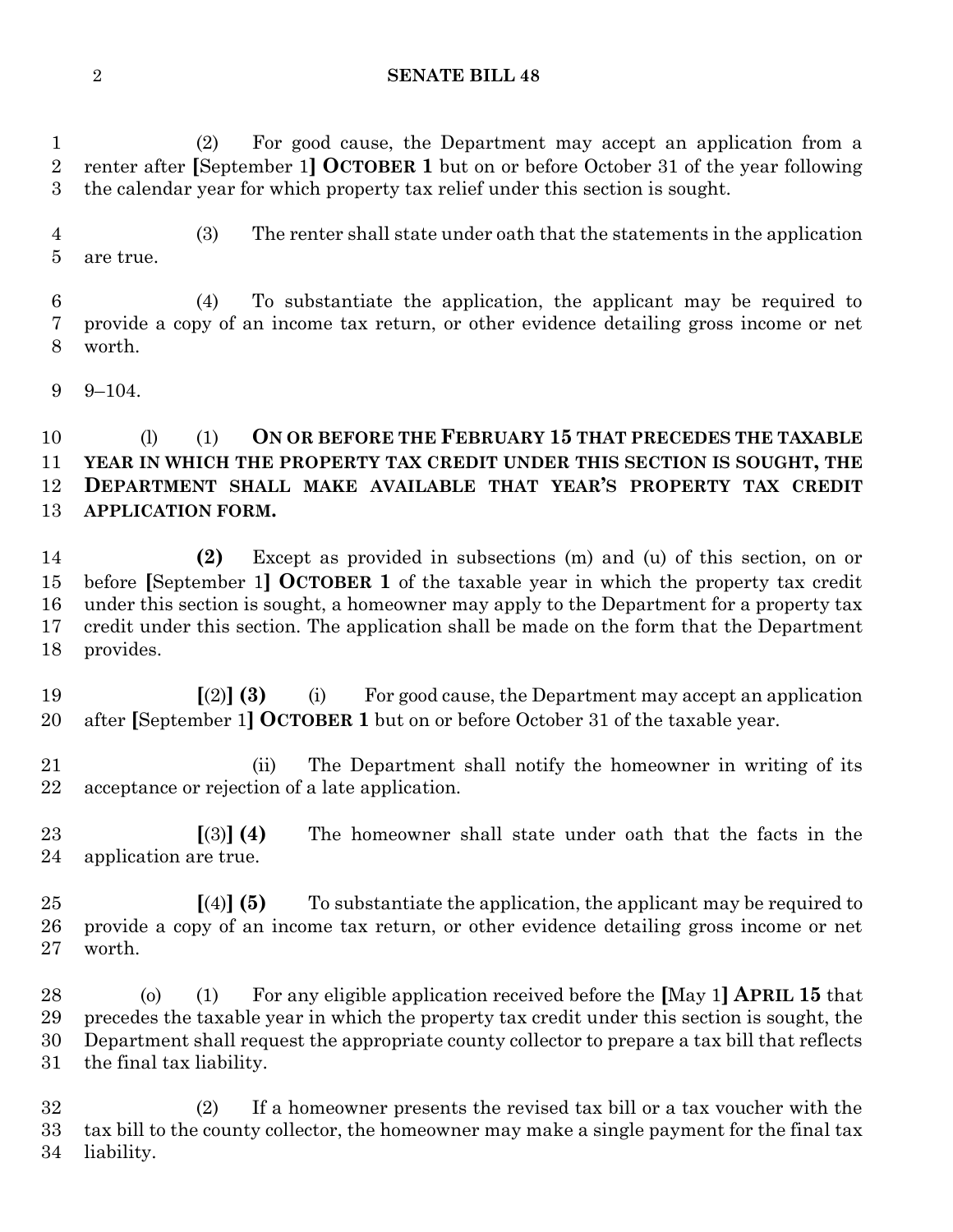(2) For good cause, the Department may accept an application from a renter after [September 1] **OCTOBER 1** but on or before October 31 of the year following the calendar year for which property tax relief under this section is sought.

(3) The renter shall state under oath that the statements in the application are true.

(4) To substantiate the application, the applicant may be required to provide a copy of an income tax return, or other evidence detailing gross income or net worth.

9–104.

(l) (1) **ON OR BEFORE THE FEBRUARY 15 THAT PRECEDES THE TAXABLE YEAR IN WHICH THE PROPERTY TAX CREDIT UNDER THIS SECTION IS SOUGHT, THE DEPARTMENT SHALL MAKE AVAILABLE THAT YEAR'S PROPERTY TAX CREDIT APPLICATION FORM.**

**(2)** Except as provided in subsections (m) and (u) of this section, on or before [September 1] **OCTOBER 1** of the taxable year in which the property tax credit under this section is sought, a homeowner may apply to the Department for a property tax credit under this section. The application shall be made on the form that the Department provides.

[(2)] **(3)** (i) For good cause, the Department may accept an application after [September 1] **OCTOBER 1** but on or before October 31 of the taxable year.

(ii) The Department shall notify the homeowner in writing of its acceptance or rejection of a late application.

[(3)] **(4)** The homeowner shall state under oath that the facts in the application are true.

[(4)] **(5)** To substantiate the application, the applicant may be required to provide a copy of an income tax return, or other evidence detailing gross income or net worth.

(o) (1) For any eligible application received before the [May 1] **APRIL 15** that precedes the taxable year in which the property tax credit under this section is sought, the Department shall request the appropriate county collector to prepare a tax bill that reflects the final tax liability.

(2) If a homeowner presents the revised tax bill or a tax voucher with the tax bill to the county collector, the homeowner may make a single payment for the final tax liability.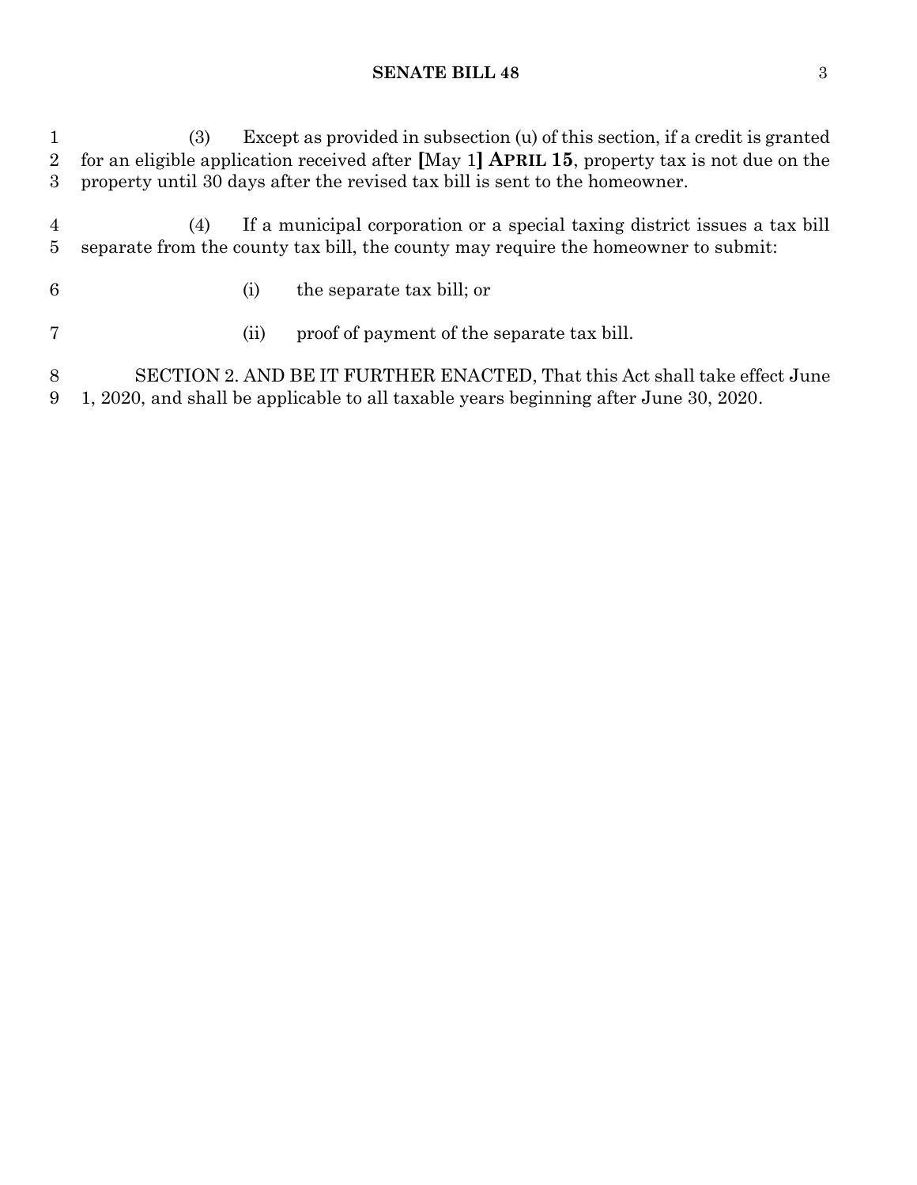(3) Except as provided in subsection (u) of this section, if a credit is granted for an eligible application received after [May 1] **APRIL 15**, property tax is not due on the property until 30 days after the revised tax bill is sent to the homeowner.

(4) If a municipal corporation or a special taxing district issues a tax bill separate from the county tax bill, the county may require the homeowner to submit:

(i) the separate tax bill; or

(ii) proof of payment of the separate tax bill.

SECTION 2. AND BE IT FURTHER ENACTED, That this Act shall take effect June 1, 2020, and shall be applicable to all taxable years beginning after June 30, 2020.